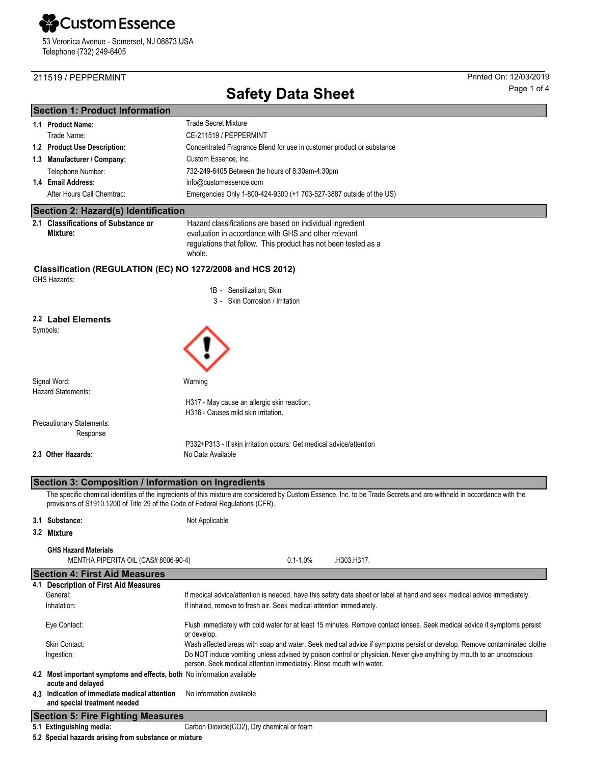# Custom Essence

53 Veronica Avenue - Somerset, NJ 08873 USA
Telephone (732) 249-6405

211519 / PEPPERMINT

Printed On: 12/03/2019

# Safety Data Sheet

## Section 1: Product Information

| | |
|---|---|
| **1.1 Product Name:** | Trade Secret Mixture |
| Trade Name: | CE-211519 / PEPPERMINT |
| **1.2 Product Use Description:** | Concentrated Fragrance Blend for use in customer product or substance |
| **1.3 Manufacturer / Company:** | Custom Essence, Inc. |
| Telephone Number: | 732-249-6405 Between the hours of 8:30am-4:30pm |
| **1.4 Email Address:** | info@customessence.com |
| After Hours Call Chemtrac: | Emergencies Only 1-800-424-9300 (+1 703-527-3887 outside of the US) |

## Section 2: Hazard(s) Identification

**2.1 Classifications of Substance or Mixture:** Hazard classifications are based on individual ingredient evaluation in accordance with GHS and other relevant regulations that follow. This product has not been tested as a whole.

### Classification (REGULATION (EC) NO 1272/2008 and HCS 2012)

GHS Hazards:

1B - Sensitization, Skin
3 - Skin Corrosion / Irritation

### 2.2 Label Elements

Symbols:

Signal Word: Warning

Hazard Statements:

H317 - May cause an allergic skin reaction.
H316 - Causes mild skin irritation.

Precautionary Statements:
Response

P332+P313 - If skin irritation occurs: Get medical advice/attention

**2.3 Other Hazards:** No Data Available

## Section 3: Composition / Information on Ingredients

The specific chemical identities of the ingredients of this mixture are considered by Custom Essence, Inc. to be Trade Secrets and are withheld in accordance with the provisions of S1910.1200 of Title 29 of the Code of Federal Regulations (CFR).

**3.1 Substance:** Not Applicable

**3.2 Mixture**

**GHS Hazard Materials**

| | | |
|---|---|---|
| MENTHA PIPERITA OIL (CAS# 8006-90-4) | 0.1-1.0% | .H303.H317. |

## Section 4: First Aid Measures

**4.1 Description of First Aid Measures**

| | |
|---|---|
| General: | If medical advice/attention is needed, have this safety data sheet or label at hand and seek medical advice immediately. |
| Inhalation: | If inhaled, remove to fresh air. Seek medical attention immediately. |
| Eye Contact: | Flush immediately with cold water for at least 15 minutes. Remove contact lenses. Seek medical advice if symptoms persist or develop. |
| Skin Contact: | Wash affected areas with soap and water. Seek medical advice if symptoms persist or develop. Remove contaminated clothe |
| Ingestion: | Do NOT induce vomiting unless advised by poison control or physician. Never give anything by mouth to an unconscious person. Seek medical attention immediately. Rinse mouth with water. |

**4.2 Most important symptoms and effects, both acute and delayed** No information available

**4.3 Indication of immediate medical attention and special treatment needed** No information available

## Section 5: Fire Fighting Measures

**5.1 Extinguishing media:** Carbon Dioxide(CO2), Dry chemical or foam

**5.2 Special hazards arising from substance or mixture**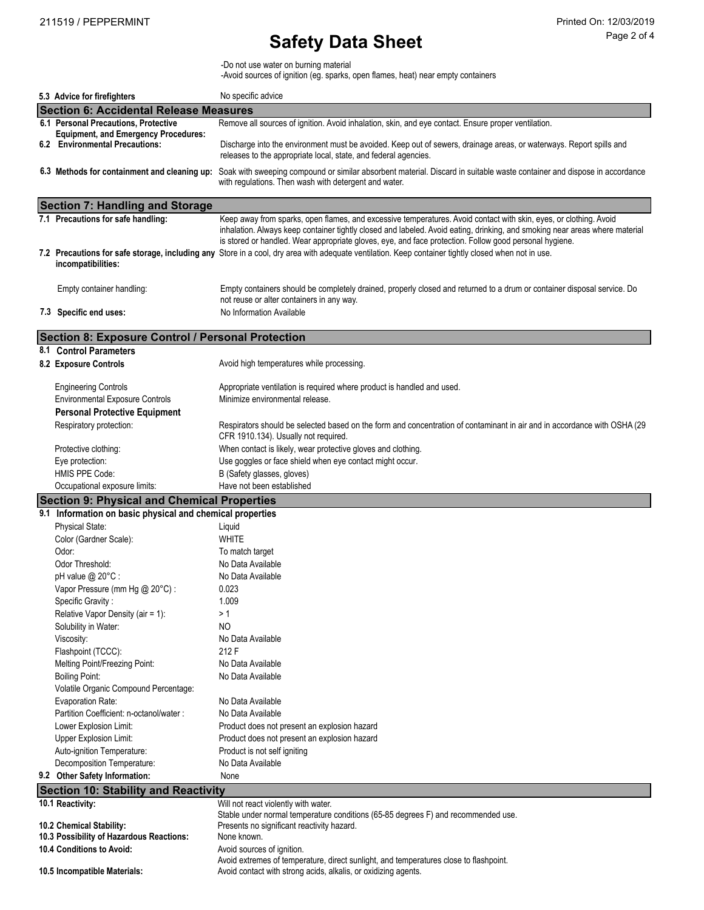-Do not use water on burning material
-Avoid sources of ignition (eg. sparks, open flames, heat) near empty containers

| | |
|---|---|
| **5.3 Advice for firefighters** | No specific advice |

## Section 6: Accidental Release Measures

| | |
|---|---|
| **6.1 Personal Precautions, Protective Equipment, and Emergency Procedures:** | Remove all sources of ignition. Avoid inhalation, skin, and eye contact. Ensure proper ventilation. |
| **6.2 Environmental Precautions:** | Discharge into the environment must be avoided. Keep out of sewers, drainage areas, or waterways. Report spills and releases to the appropriate local, state, and federal agencies. |
| **6.3 Methods for containment and cleaning up:** | Soak with sweeping compound or similar absorbent material. Discard in suitable waste container and dispose in accordance with regulations. Then wash with detergent and water. |

## Section 7: Handling and Storage

| | |
|---|---|
| **7.1 Precautions for safe handling:** | Keep away from sparks, open flames, and excessive temperatures. Avoid contact with skin, eyes, or clothing. Avoid inhalation. Always keep container tightly closed and labeled. Avoid eating, drinking, and smoking near areas where material is stored or handled. Wear appropriate gloves, eye, and face protection. Follow good personal hygiene. |
| **7.2 Precautions for safe storage, including any incompatibilities:** | Store in a cool, dry area with adequate ventilation. Keep container tightly closed when not in use. |
| Empty container handling: | Empty containers should be completely drained, properly closed and returned to a drum or container disposal service. Do not reuse or alter containers in any way. |
| **7.3 Specific end uses:** | No Information Available |

## Section 8: Exposure Control / Personal Protection

**8.1 Control Parameters**

| | |
|---|---|
| **8.2 Exposure Controls** | Avoid high temperatures while processing. |
| Engineering Controls | Appropriate ventilation is required where product is handled and used. |
| Environmental Exposure Controls | Minimize environmental release. |
| **Personal Protective Equipment** | |
| Respiratory protection: | Respirators should be selected based on the form and concentration of contaminant in air and in accordance with OSHA (29 CFR 1910.134). Usually not required. |
| Protective clothing: | When contact is likely, wear protective gloves and clothing. |
| Eye protection: | Use goggles or face shield when eye contact might occur. |
| HMIS PPE Code: | B (Safety glasses, gloves) |
| Occupational exposure limits: | Have not been established |

## Section 9: Physical and Chemical Properties

**9.1 Information on basic physical and chemical properties**

| | |
|---|---|
| Physical State: | Liquid |
| Color (Gardner Scale): | WHITE |
| Odor: | To match target |
| Odor Threshold: | No Data Available |
| pH value @ 20°C : | No Data Available |
| Vapor Pressure (mm Hg @ 20°C) : | 0.023 |
| Specific Gravity : | 1.009 |
| Relative Vapor Density (air = 1): | > 1 |
| Solubility in Water: | NO |
| Viscosity: | No Data Available |
| Flashpoint (TCCC): | 212 F |
| Melting Point/Freezing Point: | No Data Available |
| Boiling Point: | No Data Available |
| Volatile Organic Compound Percentage: | |
| Evaporation Rate: | No Data Available |
| Partition Coefficient: n-octanol/water : | No Data Available |
| Lower Explosion Limit: | Product does not present an explosion hazard |
| Upper Explosion Limit: | Product does not present an explosion hazard |
| Auto-ignition Temperature: | Product is not self igniting |
| Decomposition Temperature: | No Data Available |
| **9.2 Other Safety Information:** | None |

## Section 10: Stability and Reactivity

| | |
|---|---|
| **10.1 Reactivity:** | Will not react violently with water. Stable under normal temperature conditions (65-85 degrees F) and recommended use. |
| **10.2 Chemical Stability:** | Presents no significant reactivity hazard. |
| **10.3 Possibility of Hazardous Reactions:** | None known. |
| **10.4 Conditions to Avoid:** | Avoid sources of ignition. Avoid extremes of temperature, direct sunlight, and temperatures close to flashpoint. |
| **10.5 Incompatible Materials:** | Avoid contact with strong acids, alkalis, or oxidizing agents. |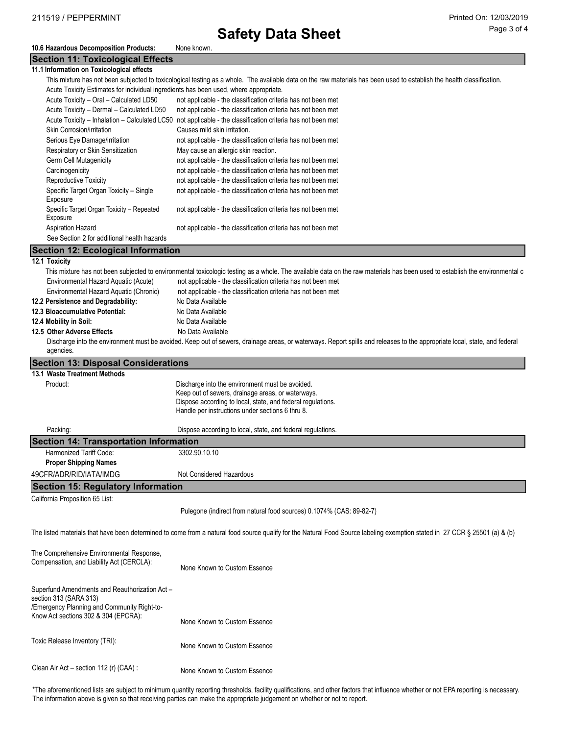**10.6 Hazardous Decomposition Products:** None known.

## Section 11: Toxicological Effects

**11.1 Information on Toxicological effects**

This mixture has not been subjected to toxicological testing as a whole. The available data on the raw materials has been used to establish the health classification. Acute Toxicity Estimates for individual ingredients has been used, where appropriate.

| | |
|---|---|
| Acute Toxicity – Oral – Calculated LD50 | not applicable - the classification criteria has not been met |
| Acute Toxicity – Dermal – Calculated LD50 | not applicable - the classification criteria has not been met |
| Acute Toxicity – Inhalation – Calculated LC50 | not applicable - the classification criteria has not been met |
| Skin Corrosion/irritation | Causes mild skin irritation. |
| Serious Eye Damage/irritation | not applicable - the classification criteria has not been met |
| Respiratory or Skin Sensitization | May cause an allergic skin reaction. |
| Germ Cell Mutagenicity | not applicable - the classification criteria has not been met |
| Carcinogenicity | not applicable - the classification criteria has not been met |
| Reproductive Toxicity | not applicable - the classification criteria has not been met |
| Specific Target Organ Toxicity – Single Exposure | not applicable - the classification criteria has not been met |
| Specific Target Organ Toxicity – Repeated Exposure | not applicable - the classification criteria has not been met |
| Aspiration Hazard | not applicable - the classification criteria has not been met |

See Section 2 for additional health hazards

## Section 12: Ecological Information

**12.1 Toxicity**

This mixture has not been subjected to environmental toxicologic testing as a whole. The available data on the raw materials has been used to establish the environmental c

| | |
|---|---|
| Environmental Hazard Aquatic (Acute) | not applicable - the classification criteria has not been met |
| Environmental Hazard Aquatic (Chronic) | not applicable - the classification criteria has not been met |

**12.2 Persistence and Degradability:** No Data Available

**12.3 Bioaccumulative Potential:** No Data Available

**12.4 Mobility in Soil:** No Data Available

**12.5 Other Adverse Effects** No Data Available

Discharge into the environment must be avoided. Keep out of sewers, drainage areas, or waterways. Report spills and releases to the appropriate local, state, and federal agencies.

## Section 13: Disposal Considerations

**13.1 Waste Treatment Methods**

Product:
Discharge into the environment must be avoided.
Keep out of sewers, drainage areas, or waterways.
Dispose according to local, state, and federal regulations.
Handle per instructions under sections 6 thru 8.

Packing: Dispose according to local, state, and federal regulations.

## Section 14: Transportation Information

Harmonized Tariff Code: 3302.90.10.10

**Proper Shipping Names**

49CFR/ADR/RID/IATA/IMDG Not Considered Hazardous

## Section 15: Regulatory Information

California Proposition 65 List:

Pulegone (indirect from natural food sources) 0.1074% (CAS: 89-82-7)

The listed materials that have been determined to come from a natural food source qualify for the Natural Food Source labeling exemption stated in 27 CCR § 25501 (a) & (b)

| | |
|---|---|
| The Comprehensive Environmental Response, Compensation, and Liability Act (CERCLA): | None Known to Custom Essence |
| Superfund Amendments and Reauthorization Act – section 313 (SARA 313) /Emergency Planning and Community Right-to-Know Act sections 302 & 304 (EPCRA): | None Known to Custom Essence |
| Toxic Release Inventory (TRI): | None Known to Custom Essence |
| Clean Air Act – section 112 (r) (CAA) : | None Known to Custom Essence |

*The aforementioned lists are subject to minimum quantity reporting thresholds, facility qualifications, and other factors that influence whether or not EPA reporting is necessary. The information above is given so that receiving parties can make the appropriate judgement on whether or not to report.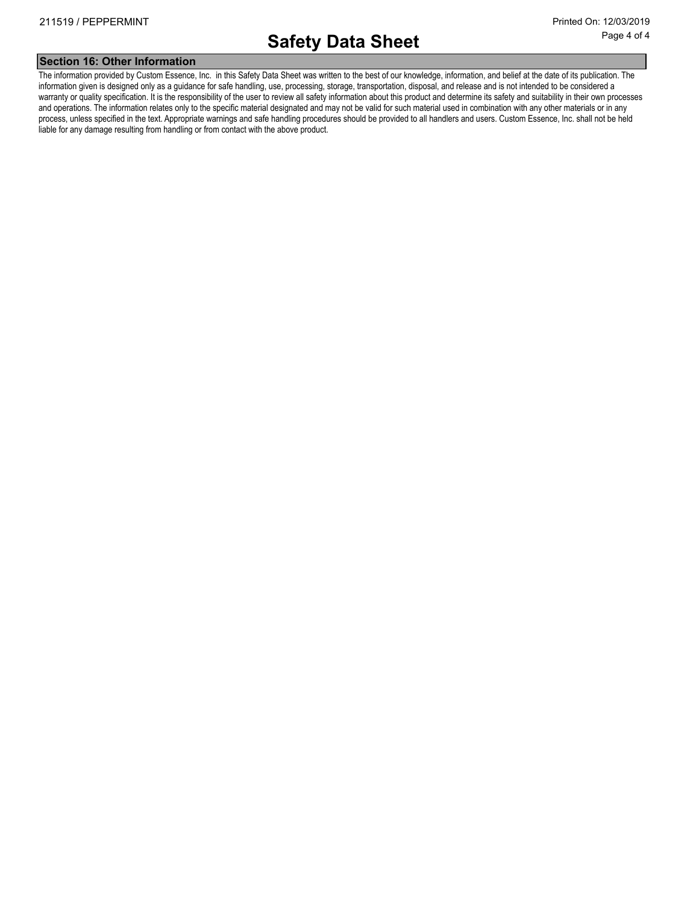## Section 16: Other Information

The information provided by Custom Essence, Inc. in this Safety Data Sheet was written to the best of our knowledge, information, and belief at the date of its publication. The information given is designed only as a guidance for safe handling, use, processing, storage, transportation, disposal, and release and is not intended to be considered a warranty or quality specification. It is the responsibility of the user to review all safety information about this product and determine its safety and suitability in their own processes and operations. The information relates only to the specific material designated and may not be valid for such material used in combination with any other materials or in any process, unless specified in the text. Appropriate warnings and safe handling procedures should be provided to all handlers and users. Custom Essence, Inc. shall not be held liable for any damage resulting from handling or from contact with the above product.